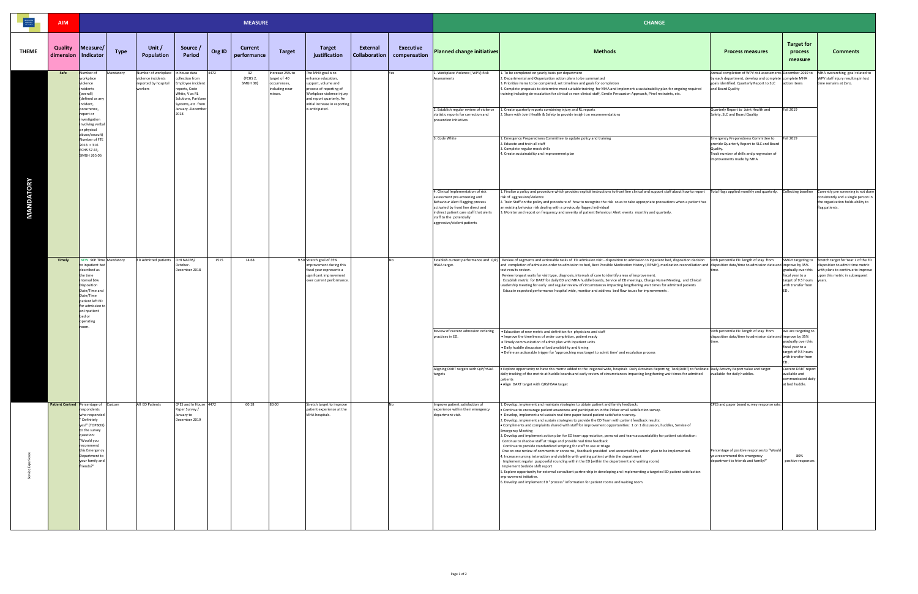| | AIM | MEASURE | | | | | | | | | | CHANGE | | | | |
|---|---|---|---|---|---|---|---|---|---|---|---|---|---|---|---|---|
| THEME | Quality dimension | Measure/ Indicator | Type | Unit / Population | Source / Period | Org ID | Current performance | Target | Target justification | External Collaboration | Executive compensation | Planned change initiatives | Methods | Process measures | Target for process measure | Comments |
| MANDATORY | Safe | Number of workplace violence incidents (overall) (defined as any incident, occurrence, report or investigation involving verbal or physical abuse/assault) Number of FTE 2018 = 316 FCHS 57.43, SMGH 265.06 | Mandatory | Number of workplace violence incidents reported by hospital workers | In house data collection from Employee incident reports, Code White, V as RL Solutions, Parklane Systems, etc. from January -December 2018 | 4472 | 32 (FCHS 2, SMGH 30) | Increase 25% to target of 40 occurrences, including near misses. | The MHA goal is to enhance education, support, volume and process of reporting of Workplace violence injury and report quarterly. An initial increase in reporting is anticipated. | | Yes | 1. Workplace Violence ( WPV) Risk Assessments | 1. To be completed on yearly basis per department<br>2. Departmental and Organization action plans to be summarized<br>3. Prioritize items to be completed, set timelines and goals for completion<br>4. Complete proposals to determine most suitable training for MHA and implement a sustainability plan for ongoing required training including de-escalation for clinical vs non-clinical staff, Gentle Persuasion Approach, Pinel restraints, etc. | Annual completion of WPV risk assessments by each department, develop and complete goals identified. Quarterly Report to SLC and Board Quality | December 2019 to complete MHA action items | MHA overarching goal related to WPV staff injury resulting in lost time remains at Zero. |
| | | | | | | | | | | | | 2. Establish regular review of violence statistic reports for correction and prevention initiatives | 1. Create quarterly reports combining injury and RL reports<br>2. Share with Joint Health & Safety to provide insight on recommendations | Quarterly Report to Joint Health and Safety, SLC and Board Quality | Fall 2019 | |
| | | | | | | | | | | | | 3. Code White | 1. Emergency Preparedness Committee to update policy and training<br>2. Educate and train all staff<br>3. Complete regular mock drills<br>4. Create sustainability and improvement plan | Emergency Preparedness Committee to provide Quarterly Report to SLC and Board Quality.<br>Track number of drills and progression of improvements made by MHA | Fall 2019 | |
| | | | | | | | | | | | | 4. Clinical Implementation of risk assessment pre-screening and Behaviour Alert Flagging process activated by front line direct and indirect patient care staff that alerts staff to the potentially aggressive/violent patients | 1. Finalize a policy and procedure which provides explicit instructions to front line clinical and support staff about how to report risk of aggression/violence<br>2. Train Staff on the policy and procedure of how to recognize the risk so as to take appropriate precautions when a patient has an existing behavior risk dealing with a previously flagged individual<br>3. Monitor and report on frequency and severity of patient Behaviour Alert events monthly and quarterly. | Total flags applied monthly and quarterly. | Collecting baseline | Currently pre screening is not done consistently and a single person in the organization holds ability to flag patients. |
| | Timely | NEW 90P Time to inpatient bed described as the time interval btw Disposition Date/Time and Date/Time patient left ED for admission to an inpatient bed or operating room. | Mandatory | ED Admitted patients | CIHI NACRS/ October-December 2018 | 1515 | 14.68 | 9.50 | Stretch goal of 35% improvement during this fiscal year represents a significant improvement over current performance. | | No | Establish current performance and QIP/ HSAA target. | · Review of segments and actionable tasks of ED admission visit - disposition to admission to inpatient bed, disposition decision and completion of admission order to admission to bed, Best Possible Medication History ( BPMH), medication reconciliation and test results review.<br>· Review longest waits for visit type, diagnosis, intervals of care to identify areas of improvement.<br>· Establish metric for DART for daily ED and MHA huddle boards, Service of ED meetings, Charge Nurse Meeting, and Clinical Leadership meeting for early and regular review of circumstances impacting lengthening wait times for admitted patients<br>· Educate expected performance hospital wide, monitor and address bed flow issues for improvements . | 90th percentile ED length of stay from disposition date/time to admission date and time. | SMGH targeting to improve by 35% gradually over this fiscal year to a target of 9.5 hours with transfer from ED . | Stretch target for Year 1 of the ED disposition to admit time metric with plans to continue to improve upon this metric in subsequent years. |
| | | | | | | | | | | | | Review of current admission ordering practices in ED. | • Education of new metric and definition for physicians and staff<br>• Improve the timeliness of order completion, patient ready<br>• Timely communication of admit plan with inpatient units<br>• Daily huddle discussion of bed availability and timing<br>• Define an actionable trigger for 'approaching max target to admit time' and escalation process | 90th percentile ED length of stay from disposition date/time to admission date and time. | We are targeting to improve by 35% gradually over this fiscal year to a target of 9.5 hours with transfer from ED . | |
| | | | | | | | | | | | | Aligning DART targets with QIP/HSAA targets | • Explore opportunity to have this metric added to the regional wide, hospitals Daily Activities Reporting Tool(DART) to facilitate daily tracking of the metric at huddle boards and early review of circumstances impacting lengthening wait times for admitted patients<br>• Align DART target with QIP/HSAA target | Daily Activity Report value and target available for daily huddles. | Current DART report available and communicated daily at bed huddle. | |
| Service Experience | Patient Centred | Percentage of respondents who responded " Definitely yes!" (TOPBOX) to the survey question: "Would you recommend this Emergency Department to your family and friends?" | Custom | All ED Patients | CPES and In House Paper Survey / January to December 2019 | 4472 | 60.18 | 80.00 | Stretch target to improve patient experience at the MHA hospitals. | | No | Improve patient satisfaction of experience within their emergency department visit. | 1. Develop, implement and maintain strategies to obtain patient and family feedback:<br>• Continue to encourage patient awareness and participation in the Picker email satisfaction survey.<br>• Develop, implement and sustain real time paper based patient satisfaction survey.<br>2. Develop, implement and sustain strategies to provide the ED Team with patient feedback results:<br>• Compliments and complaints shared with staff for improvement opportunities: 1 on 1 discussion, huddles, Service of Emergency Meeting<br>3. Develop and implement action plan for ED team appreciation, personal and team accountability for patient satisfaction:<br>· Continue to shadow staff at triage and provide real time feedback<br>· Continue to provide standardized scripting for staff to use at triage<br>· One on one review of comments or concerns , feedback provided and accountability action plan to be implemented.<br>4. Increase nursing interaction and visibility with waiting patient within the department<br>· Implement regular purposeful rounding within the ED (within the department and waiting room)<br>· Implement bedside shift report<br>5. Explore opportunity for external consultant partnership in developing and implementing a targeted ED patient satisfaction improvement initiative.<br>6. Develop and implement ED "process" information for patient rooms and waiting room. | CPES and paper based survey response rate.<br>Percentage of positive responses to "Would you recommend this emergency department to friends and family?" | 80% positive responses | |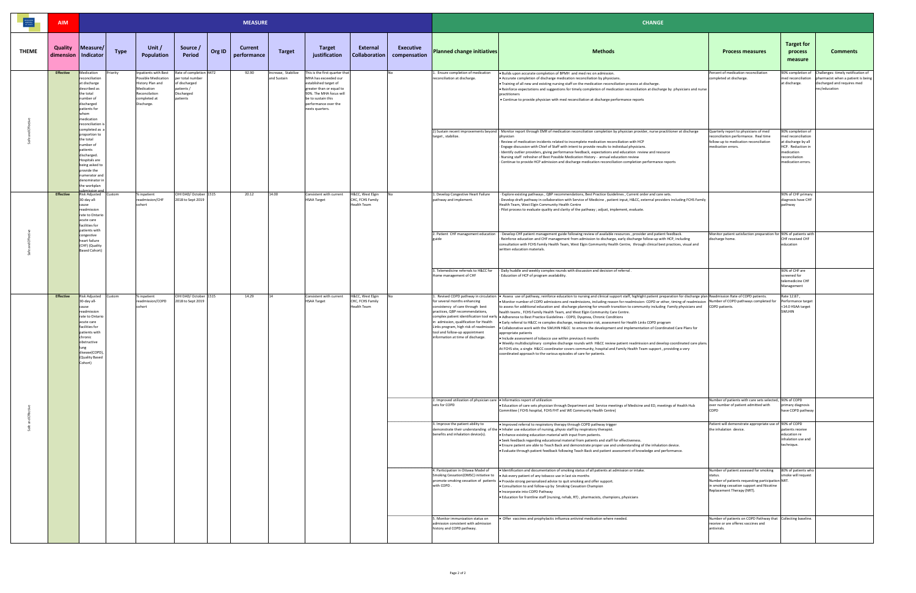| THEME | AIM | MEASURE | | | | | | | | | | CHANGE | | | | |
|---|---|---|---|---|---|---|---|---|---|---|---|---|---|---|---|---|
| | Quality dimension | Measure/ Indicator | Type | Unit / Population | Source / Period | Org ID | Current performance | Target | Target justification | External Collaboration | Executive compensation | Planned change initiatives | Methods | Process measures | Target for process measure | Comments |
| Safe and Effective | Effective | Medication reconciliation at discharge described as the total number of discharged patients for whom medication reconciliation is completed as a proportion to the total number of patients discharged. Hospitals are being asked to provide the numerator and denominator in the workplan submission and | Priority | Inpatients with Best Possible Medication History Plan and Medication Reconciliation completed at Discharge. | Rate of completion per total number of discharged patients / Discharged patients | 4472 | 92.90 | Increase, Stabilize and Sustain | This is the first quarter that MHA has exceeded our established target of greater than or equal to 90%. The MHA focus will be to sustain this performance over the nexts quarters. | | No | 1. Ensure completion of medication reconciliation at discharge. | • Builds upon accurate completion of BPMH and med rec on admission.<br>• Accurate completion of discharge medication reconciliation by physicians.<br>• Training of all new and existing nursing staff on the medication reconciliation process at discharge.<br>• Reinforce expectations and suggestions for timely completion of medication reconciliation at discharge by physicians and nurse practitioners<br>• Continue to provide physician with med reconciliation at discharge performance reports | Percent of medication reconciliation completed at discharge. | 90% completion of med reconciliation at discharge. | Challenges: timely notification of pharmacist when a patient is being discharged and requires med rec/education |
| | | | | | | | | | | | | 2) Sustain recent improvements beyond target , stabilize. | · Monitor report through EMR of medication reconciliation completion by physician provider, nurse practitioner at discharge physician<br>· Review of medication incidents related to incomplete medication reconciliation with HCP<br>· Engage discussion with Chief of Staff with intent to provide results to individual physicians.<br>· Identify outlier providers, giving performance feedback, expectations and education review and resource<br>· Nursing staff refresher of Best Possible Medication History - annual education review<br>· Continue to provide HCP admission and discharge medication reconciliation completion performance reports | Quarterly report to physicians of med reconciliation performance. Real time follow-up to medication reconciliation medication errors. | 90% completion of med reconciliation at discharge by all HCP. Reduction in medication reconciliation medication errors. | |
| Safe and Effective | Effective | Risk Adjusted 30-day all-cause readmission rate to Ontario acute care facilities for patients with congestive heart failure (CHF) (Quality Based Cohort) | Custom | % inpatient readmission/CHF cohort | CIHI DAD/ October 2018 to Sept 2019 | 1515 | 20.12 | 14.00 | Consistent with current HSAA Target | H&CC, West Elgin CHC, FCHS Family Health Team | No | 1. Develop Congestive Heart Failure pathway and implement. | · Explore existing pathways , QBP recommendations, Best Practice Guidelines , Current order and care sets.<br>· Develop draft pathway in collaboration with Service of Medicine , patient input, H&CC, external providers including FCHS Family Health Team, West Elgin Community Health Centre<br>· Pilot process to evaluate quality and clarity of the pathway ; adjust, implement, evaluate. | | 90% of CHF primary diagnosis have CHF pathway | |
| | | | | | | | | | | | | 2. Patient CHF management education guide | · Develop CHF patient management guide following review of available resources , provider and patient feedback.<br>· Reinforce education and CHF management from admission to discharge, early discharge follow-up with HCP, including consultation with FCHS Family Health Team, West Elgin Community Health Centre, through clinical best practices, visual and written education materials. | Monitor patient satisfaction preparation for discharge home. | 90% of patients with CHF received CHF education | |
| | | | | | | | | | | | | 3. Telemedicine referrals to H&CC for Home management of CHF | · Daily huddle and weekly complex rounds with discussion and decision of referral .<br>· Education of HCP of program availability. | | 90% of CHF are screened for telemedicine CHF Management | |
| Safe and Effective | Effective | Risk Adjusted 30-day all-cause readmission rate to Ontario acute care facilities for patients with chronic obstructive lung disease(COPD), (Quality Based Cohort) | Custom | % inpatient readmission/COPD cohort | CIHI DAD/ October 2018 to Sept 2019 | 1515 | 14.29 | 14 | Consistent with current HSAA Target | H&CC, West Elgin CHC, FCHS Family Health Team | No | 1. Revised COPD pathway in circulation for several months enhancing consistency of care through best practices, QBP recommendations, complex patient identification tool early in admission, qualification for Health Links program, high risk of readmission tool and follow-up appointment information at time of discharge. | • Assess use of pathway, reinforce education to nursing and clinical support staff, highlight patient preparation for discharge plan<br>• Monitor number of COPD admissions and readmissions, including reason for readmission- COPD or other, timing of readmission to assess for additional education and discharge planning for smooth transition to community including Family physicians and health teams , FCHS Family Health Team, and West Elgin Community Care Centre.<br>• Adherence to Best Practice Guidelines - COPD, Dyspnea, Chronic Conditions<br>• Early referral to H&CC re complex discharge, readmission risk, assessment for Health Links COPD program<br>• Collaborative work with the SWLHIN H&CC to ensure the development and implementation of Coordinated Care Plans for appropriate patients<br>• Include assessment of tobacco use within previous 6 months<br>• Weekly multidisciplinary complex discharge rounds with H&CC review patient readmission and develop coordinated care plans. At FCHS site, a single H&CC coordinator covers community, hospital and Family Health Team support , providing a very coordinated approach to the various episodes of care for patients. | Readmission Rate of COPD patients. Number of COPD pathways completed for COPD patients. | Rate 12.87 , Performance target <14.0 HSAA target SWLHIN | |
| | | | | | | | | | | | | 2. Improved utilization of physician care sets for COPD | • Informatics report of utilization<br>• Education of care sets physician through Department and Service meetings of Medicine and ED, meetings of Health Hub Committee ( FCHS hospital, FCHS FHT and WE Community Health Centre) | Number of patients with care sets selected, over number of patient admitted with COPD | 90% of COPD primary diagnosis have COPD pathway | |
| | | | | | | | | | | | | 3. Improve the patient ability to demonstrate their understanding of the benefits and inhalation device(s). | • Improved referral to respiratory therapy through COPD pathway trigger<br>• Inhaler use education of nursing, physio staff by respiratory therapist.<br>• Enhance existing education material with input from patients.<br>• Seek feedback regarding educational material from patients and staff for effectiveness.<br>• Ensure patient are able to Teach Back and demonstrate proper use and understanding of the inhalation device.<br>• Evaluate through patient feedback following Teach Back and patient assessment of knowledge and performance. | Patient will demonstrate appropriate use of the inhalation device. | 90% of COPD patients receive education re inhalation use and technique. | |
| | | | | | | | | | | | | 4. Participation in Ottawa Model of Smoking Cessation(OMSC) initiative to promote smoking cessation of patients with COPD . | • Identification and documentation of smoking status of all patients at admission or intake.<br>• Ask every patient of any tobacco use in last six months<br>• Provide strong personalized advice to quit smoking and offer support.<br>• Consultation to and follow-up by Smoking Cessation Champion<br>• Incorporate into COPD Pathway<br>• Education for frontline staff (nursing, rehab, RT) , pharmacists, champions, physicians | Number of patient assessed for smoking status.<br>Number of patients requesting participation in smoking cessation support and Nicotine Replacement Therapy (NRT). | 80% of patients who smoke will request NRT. | |
| | | | | | | | | | | | | 5. Monitor immunization status on admission consistent with admission history and COPD pathway. | • Offer vaccines and prophylactic influenza antiviral medication where needed. | Number of patients on COPD Pathway that receive or are offerec vaccines and antivirals. | Collecting baseline. | |